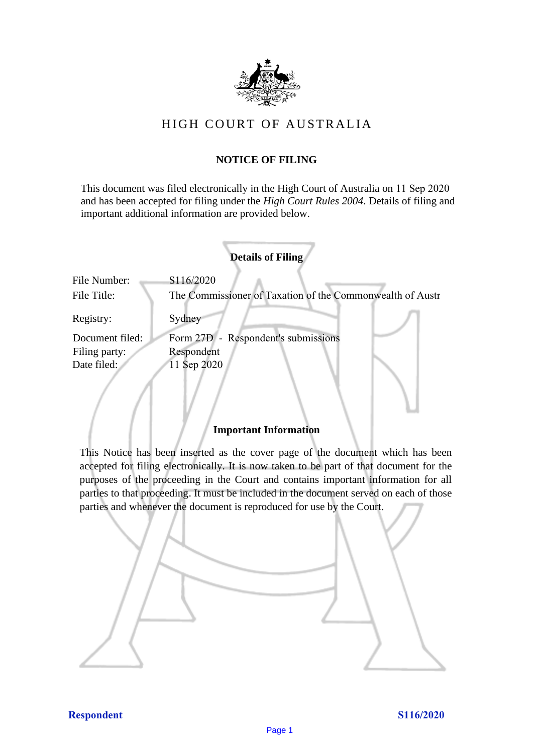# HIGH COURT OF AUSTRALIA

## NOTICE OF FILING

This document was filed electronically in the High Court of Australia on 11 Sep 2020 and has been accepted for filing under the *High Court Rules 2004*. Details of filing and important additional information are provided below.

### Details of Filing

| | |
|---|---|
| File Number: | S116/2020 |
| File Title: | The Commissioner of Taxation of the Commonwealth of Austr |
| Registry: | Sydney |
| Document filed: | Form 27D - Respondent's submissions |
| Filing party: | Respondent |
| Date filed: | 11 Sep 2020 |

### Important Information

This Notice has been inserted as the cover page of the document which has been accepted for filing electronically. It is now taken to be part of that document for the purposes of the proceeding in the Court and contains important information for all parties to that proceeding. It must be included in the document served on each of those parties and whenever the document is reproduced for use by the Court.

**Respondent** **S116/2020**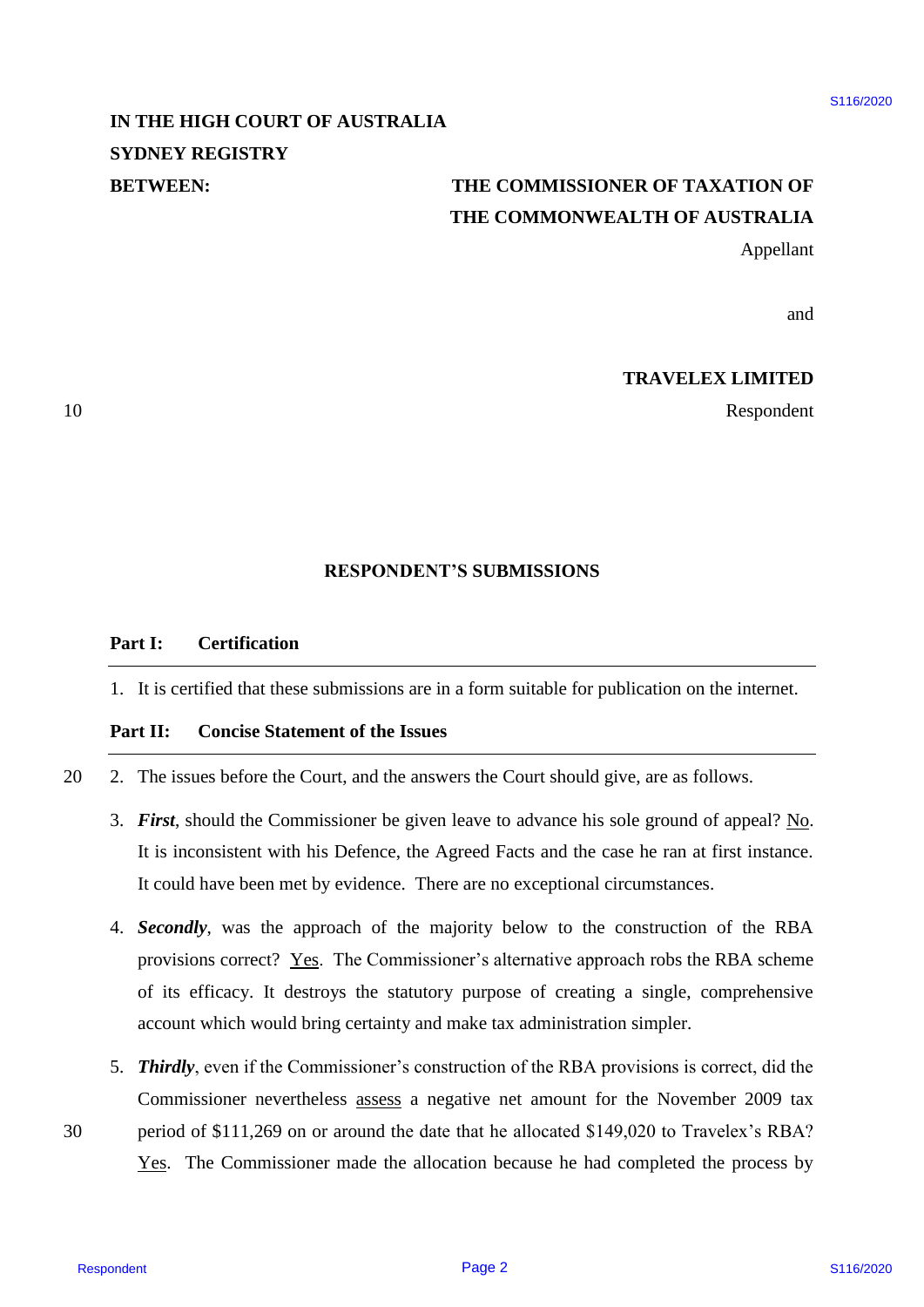IN THE HIGH COURT OF AUSTRALIA
SYDNEY REGISTRY

BETWEEN:

THE COMMISSIONER OF TAXATION OF THE COMMONWEALTH OF AUSTRALIA
Appellant

and

TRAVELEX LIMITED
Respondent

# RESPONDENT'S SUBMISSIONS

## Part I: Certification

1. It is certified that these submissions are in a form suitable for publication on the internet.

## Part II: Concise Statement of the Issues

2. The issues before the Court, and the answers the Court should give, are as follows.

3. ***First***, should the Commissioner be given leave to advance his sole ground of appeal? No. It is inconsistent with his Defence, the Agreed Facts and the case he ran at first instance. It could have been met by evidence. There are no exceptional circumstances.

4. ***Secondly***, was the approach of the majority below to the construction of the RBA provisions correct? Yes. The Commissioner's alternative approach robs the RBA scheme of its efficacy. It destroys the statutory purpose of creating a single, comprehensive account which would bring certainty and make tax administration simpler.

5. ***Thirdly***, even if the Commissioner's construction of the RBA provisions is correct, did the Commissioner nevertheless assess a negative net amount for the November 2009 tax period of $111,269 on or around the date that he allocated $149,020 to Travelex's RBA? Yes. The Commissioner made the allocation because he had completed the process by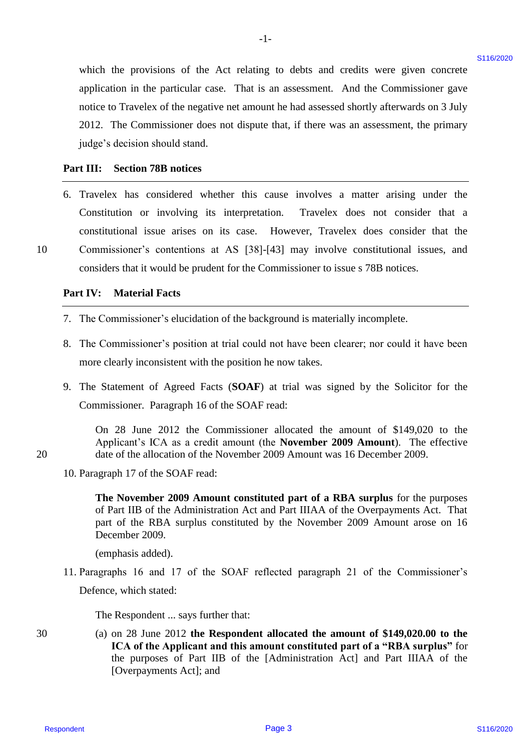which the provisions of the Act relating to debts and credits were given concrete application in the particular case. That is an assessment. And the Commissioner gave notice to Travelex of the negative net amount he had assessed shortly afterwards on 3 July 2012. The Commissioner does not dispute that, if there was an assessment, the primary judge's decision should stand.

## Part III: Section 78B notices

6. Travelex has considered whether this cause involves a matter arising under the Constitution or involving its interpretation. Travelex does not consider that a constitutional issue arises on its case. However, Travelex does consider that the Commissioner's contentions at AS [38]-[43] may involve constitutional issues, and considers that it would be prudent for the Commissioner to issue s 78B notices.

## Part IV: Material Facts

7. The Commissioner's elucidation of the background is materially incomplete.

8. The Commissioner's position at trial could not have been clearer; nor could it have been more clearly inconsistent with the position he now takes.

9. The Statement of Agreed Facts (**SOAF**) at trial was signed by the Solicitor for the Commissioner. Paragraph 16 of the SOAF read:

> On 28 June 2012 the Commissioner allocated the amount of $149,020 to the Applicant's ICA as a credit amount (the **November 2009 Amount**). The effective date of the allocation of the November 2009 Amount was 16 December 2009.

10. Paragraph 17 of the SOAF read:

> **The November 2009 Amount constituted part of a RBA surplus** for the purposes of Part IIB of the Administration Act and Part IIIAA of the Overpayments Act. That part of the RBA surplus constituted by the November 2009 Amount arose on 16 December 2009.
>
> (emphasis added).

11. Paragraphs 16 and 17 of the SOAF reflected paragraph 21 of the Commissioner's Defence, which stated:

> The Respondent ... says further that:
>
> (a) on 28 June 2012 **the Respondent allocated the amount of $149,020.00 to the ICA of the Applicant and this amount constituted part of a "RBA surplus"** for the purposes of Part IIB of the [Administration Act] and Part IIIAA of the [Overpayments Act]; and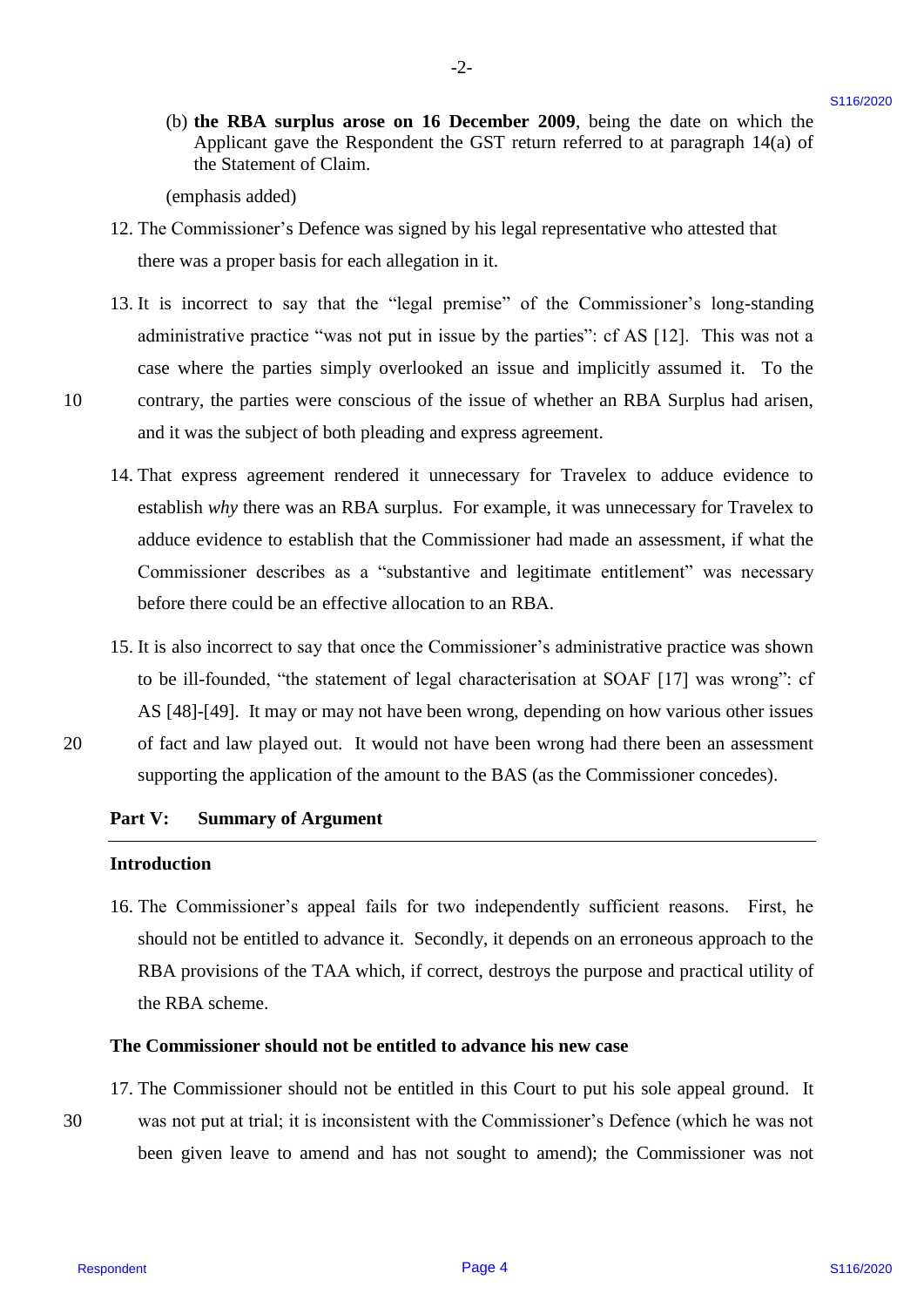(b) **the RBA surplus arose on 16 December 2009**, being the date on which the Applicant gave the Respondent the GST return referred to at paragraph 14(a) of the Statement of Claim.

(emphasis added)

12. The Commissioner's Defence was signed by his legal representative who attested that there was a proper basis for each allegation in it.

13. It is incorrect to say that the "legal premise" of the Commissioner's long-standing administrative practice "was not put in issue by the parties": cf AS [12]. This was not a case where the parties simply overlooked an issue and implicitly assumed it. To the contrary, the parties were conscious of the issue of whether an RBA Surplus had arisen, and it was the subject of both pleading and express agreement.

14. That express agreement rendered it unnecessary for Travelex to adduce evidence to establish *why* there was an RBA surplus. For example, it was unnecessary for Travelex to adduce evidence to establish that the Commissioner had made an assessment, if what the Commissioner describes as a "substantive and legitimate entitlement" was necessary before there could be an effective allocation to an RBA.

15. It is also incorrect to say that once the Commissioner's administrative practice was shown to be ill-founded, "the statement of legal characterisation at SOAF [17] was wrong": cf AS [48]-[49]. It may or may not have been wrong, depending on how various other issues of fact and law played out. It would not have been wrong had there been an assessment supporting the application of the amount to the BAS (as the Commissioner concedes).

## Part V: Summary of Argument

### Introduction

16. The Commissioner's appeal fails for two independently sufficient reasons. First, he should not be entitled to advance it. Secondly, it depends on an erroneous approach to the RBA provisions of the TAA which, if correct, destroys the purpose and practical utility of the RBA scheme.

### The Commissioner should not be entitled to advance his new case

17. The Commissioner should not be entitled in this Court to put his sole appeal ground. It was not put at trial; it is inconsistent with the Commissioner's Defence (which he was not been given leave to amend and has not sought to amend); the Commissioner was not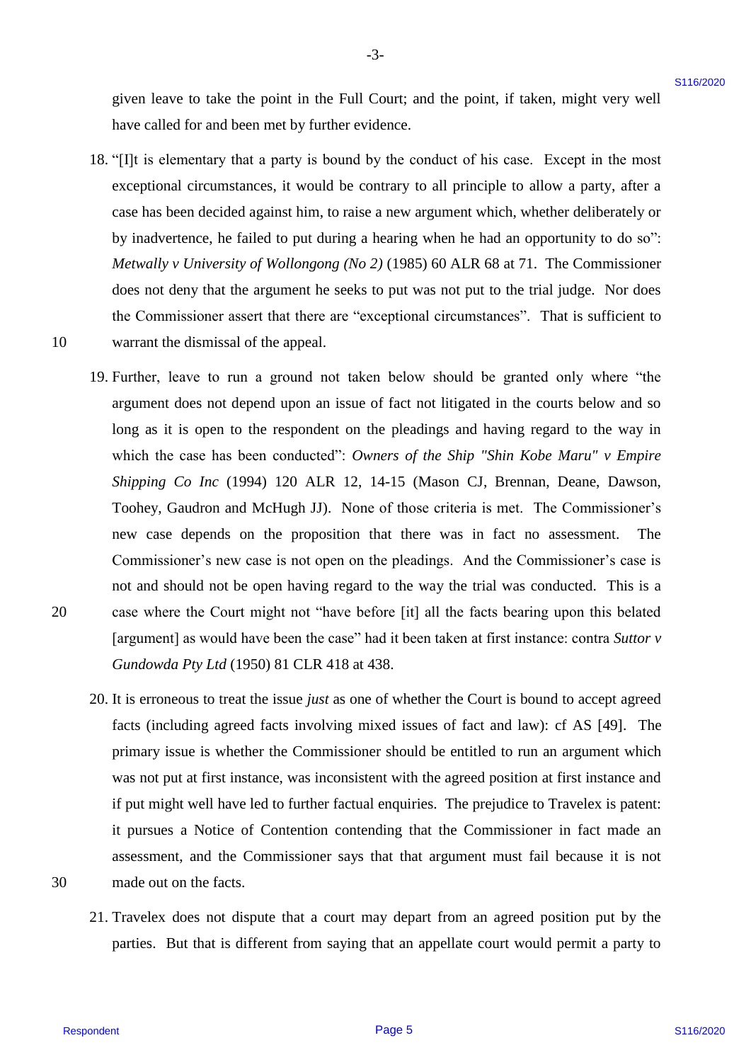given leave to take the point in the Full Court; and the point, if taken, might very well have called for and been met by further evidence.

18. "[I]t is elementary that a party is bound by the conduct of his case. Except in the most exceptional circumstances, it would be contrary to all principle to allow a party, after a case has been decided against him, to raise a new argument which, whether deliberately or by inadvertence, he failed to put during a hearing when he had an opportunity to do so": *Metwally v University of Wollongong (No 2)* (1985) 60 ALR 68 at 71. The Commissioner does not deny that the argument he seeks to put was not put to the trial judge. Nor does the Commissioner assert that there are "exceptional circumstances". That is sufficient to warrant the dismissal of the appeal.

19. Further, leave to run a ground not taken below should be granted only where "the argument does not depend upon an issue of fact not litigated in the courts below and so long as it is open to the respondent on the pleadings and having regard to the way in which the case has been conducted": *Owners of the Ship "Shin Kobe Maru" v Empire Shipping Co Inc* (1994) 120 ALR 12, 14-15 (Mason CJ, Brennan, Deane, Dawson, Toohey, Gaudron and McHugh JJ). None of those criteria is met. The Commissioner's new case depends on the proposition that there was in fact no assessment. The Commissioner's new case is not open on the pleadings. And the Commissioner's case is not and should not be open having regard to the way the trial was conducted. This is a case where the Court might not "have before [it] all the facts bearing upon this belated [argument] as would have been the case" had it been taken at first instance: contra *Suttor v Gundowda Pty Ltd* (1950) 81 CLR 418 at 438.

20. It is erroneous to treat the issue *just* as one of whether the Court is bound to accept agreed facts (including agreed facts involving mixed issues of fact and law): cf AS [49]. The primary issue is whether the Commissioner should be entitled to run an argument which was not put at first instance, was inconsistent with the agreed position at first instance and if put might well have led to further factual enquiries. The prejudice to Travelex is patent: it pursues a Notice of Contention contending that the Commissioner in fact made an assessment, and the Commissioner says that that argument must fail because it is not made out on the facts.

21. Travelex does not dispute that a court may depart from an agreed position put by the parties. But that is different from saying that an appellate court would permit a party to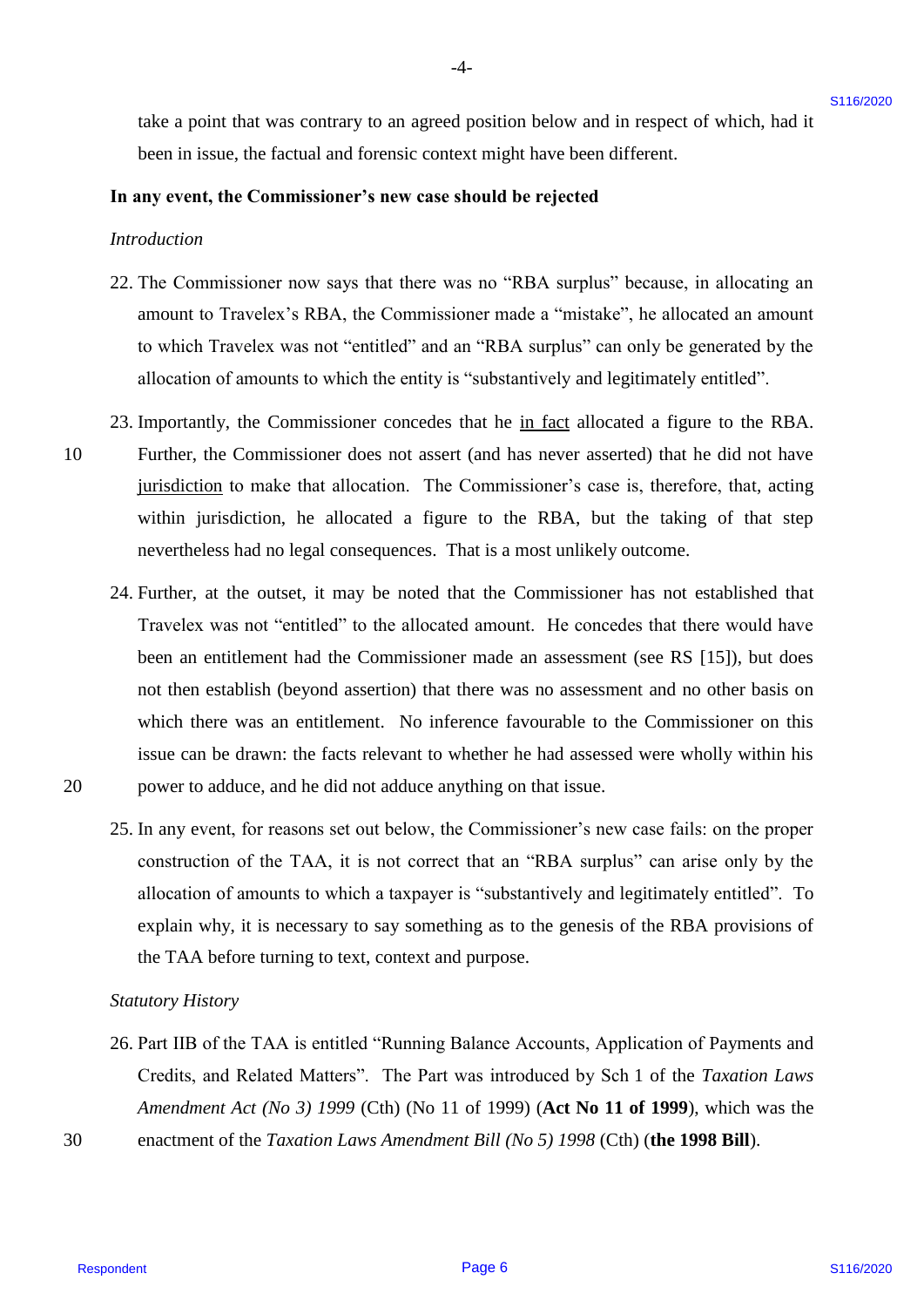take a point that was contrary to an agreed position below and in respect of which, had it been in issue, the factual and forensic context might have been different.

**In any event, the Commissioner's new case should be rejected**

*Introduction*

22. The Commissioner now says that there was no "RBA surplus" because, in allocating an amount to Travelex's RBA, the Commissioner made a "mistake", he allocated an amount to which Travelex was not "entitled" and an "RBA surplus" can only be generated by the allocation of amounts to which the entity is "substantively and legitimately entitled".

23. Importantly, the Commissioner concedes that he <u>in fact</u> allocated a figure to the RBA. Further, the Commissioner does not assert (and has never asserted) that he did not have <u>jurisdiction</u> to make that allocation. The Commissioner's case is, therefore, that, acting within jurisdiction, he allocated a figure to the RBA, but the taking of that step nevertheless had no legal consequences. That is a most unlikely outcome.

24. Further, at the outset, it may be noted that the Commissioner has not established that Travelex was not "entitled" to the allocated amount. He concedes that there would have been an entitlement had the Commissioner made an assessment (see RS [15]), but does not then establish (beyond assertion) that there was no assessment and no other basis on which there was an entitlement. No inference favourable to the Commissioner on this issue can be drawn: the facts relevant to whether he had assessed were wholly within his power to adduce, and he did not adduce anything on that issue.

25. In any event, for reasons set out below, the Commissioner's new case fails: on the proper construction of the TAA, it is not correct that an "RBA surplus" can arise only by the allocation of amounts to which a taxpayer is "substantively and legitimately entitled". To explain why, it is necessary to say something as to the genesis of the RBA provisions of the TAA before turning to text, context and purpose.

*Statutory History*

26. Part IIB of the TAA is entitled "Running Balance Accounts, Application of Payments and Credits, and Related Matters". The Part was introduced by Sch 1 of the *Taxation Laws Amendment Act (No 3) 1999* (Cth) (No 11 of 1999) (**Act No 11 of 1999**), which was the enactment of the *Taxation Laws Amendment Bill (No 5) 1998* (Cth) (**the 1998 Bill**).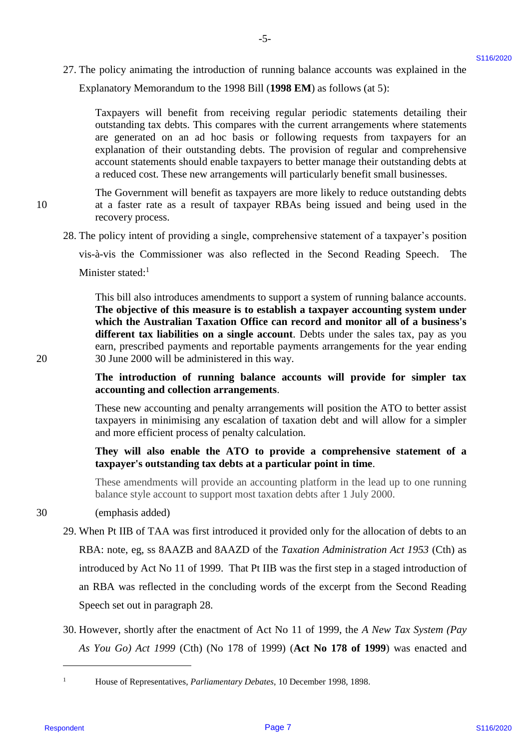27. The policy animating the introduction of running balance accounts was explained in the Explanatory Memorandum to the 1998 Bill (**1998 EM**) as follows (at 5):

> Taxpayers will benefit from receiving regular periodic statements detailing their outstanding tax debts. This compares with the current arrangements where statements are generated on an ad hoc basis or following requests from taxpayers for an explanation of their outstanding debts. The provision of regular and comprehensive account statements should enable taxpayers to better manage their outstanding debts at a reduced cost. These new arrangements will particularly benefit small businesses.
>
> The Government will benefit as taxpayers are more likely to reduce outstanding debts at a faster rate as a result of taxpayer RBAs being issued and being used in the recovery process.

28. The policy intent of providing a single, comprehensive statement of a taxpayer's position vis-à-vis the Commissioner was also reflected in the Second Reading Speech. The Minister stated:[1]

> This bill also introduces amendments to support a system of running balance accounts. **The objective of this measure is to establish a taxpayer accounting system under which the Australian Taxation Office can record and monitor all of a business's different tax liabilities on a single account**. Debts under the sales tax, pay as you earn, prescribed payments and reportable payments arrangements for the year ending 30 June 2000 will be administered in this way.
>
> **The introduction of running balance accounts will provide for simpler tax accounting and collection arrangements**.
>
> These new accounting and penalty arrangements will position the ATO to better assist taxpayers in minimising any escalation of taxation debt and will allow for a simpler and more efficient process of penalty calculation.
>
> **They will also enable the ATO to provide a comprehensive statement of a taxpayer's outstanding tax debts at a particular point in time**.
>
> These amendments will provide an accounting platform in the lead up to one running balance style account to support most taxation debts after 1 July 2000.
>
> (emphasis added)

29. When Pt IIB of TAA was first introduced it provided only for the allocation of debts to an RBA: note, eg, ss 8AAZB and 8AAZD of the *Taxation Administration Act 1953* (Cth) as introduced by Act No 11 of 1999. That Pt IIB was the first step in a staged introduction of an RBA was reflected in the concluding words of the excerpt from the Second Reading Speech set out in paragraph 28.

30. However, shortly after the enactment of Act No 11 of 1999, the *A New Tax System (Pay As You Go) Act 1999* (Cth) (No 178 of 1999) (**Act No 178 of 1999**) was enacted and

---

[1] House of Representatives, *Parliamentary Debates*, 10 December 1998, 1898.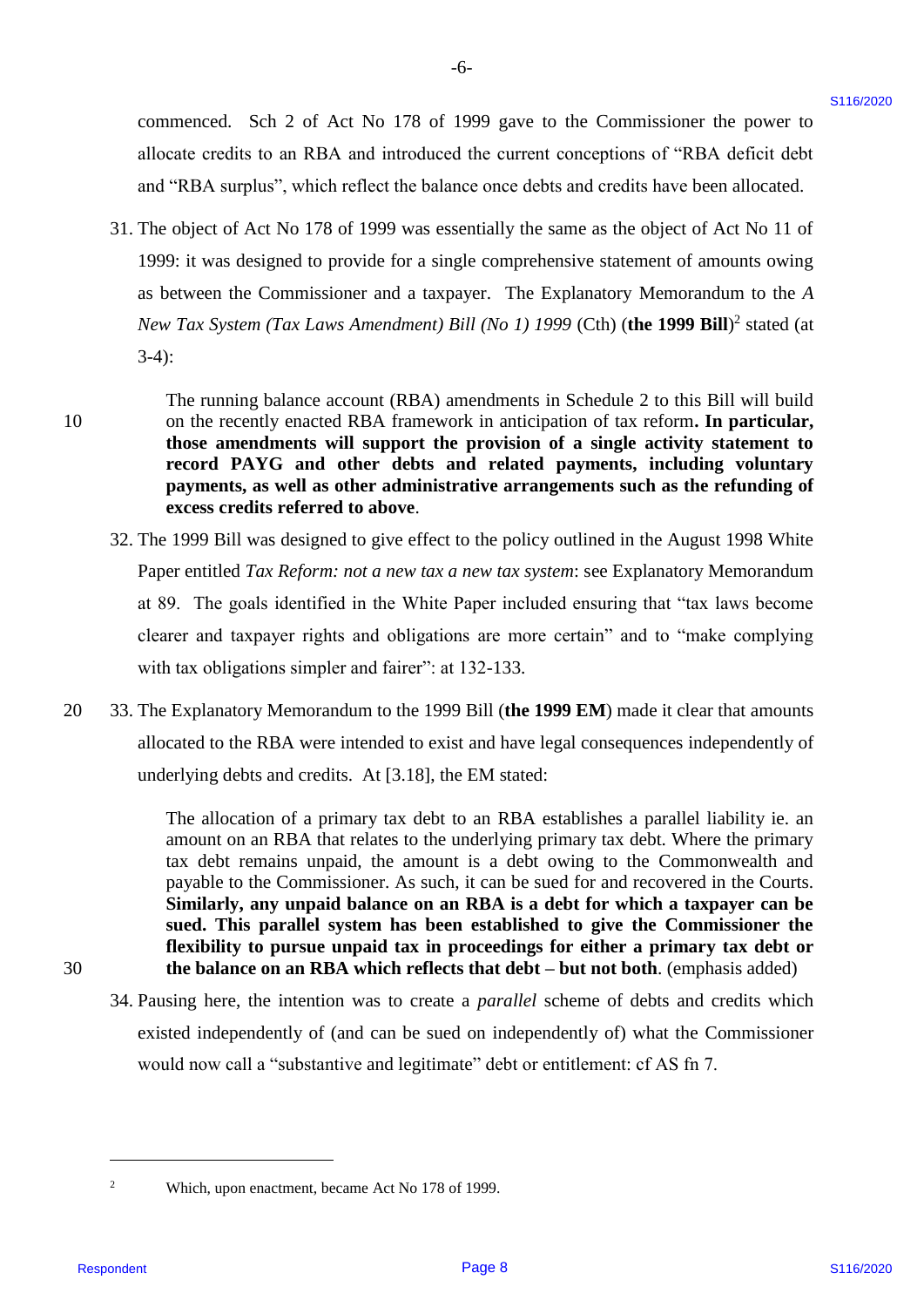commenced. Sch 2 of Act No 178 of 1999 gave to the Commissioner the power to allocate credits to an RBA and introduced the current conceptions of "RBA deficit debt and "RBA surplus", which reflect the balance once debts and credits have been allocated.

31. The object of Act No 178 of 1999 was essentially the same as the object of Act No 11 of 1999: it was designed to provide for a single comprehensive statement of amounts owing as between the Commissioner and a taxpayer. The Explanatory Memorandum to the *A New Tax System (Tax Laws Amendment) Bill (No 1) 1999* (Cth) (**the 1999 Bill**)[2] stated (at 3-4):

> The running balance account (RBA) amendments in Schedule 2 to this Bill will build on the recently enacted RBA framework in anticipation of tax reform**. In particular, those amendments will support the provision of a single activity statement to record PAYG and other debts and related payments, including voluntary payments, as well as other administrative arrangements such as the refunding of excess credits referred to above**.

32. The 1999 Bill was designed to give effect to the policy outlined in the August 1998 White Paper entitled *Tax Reform: not a new tax a new tax system*: see Explanatory Memorandum at 89. The goals identified in the White Paper included ensuring that "tax laws become clearer and taxpayer rights and obligations are more certain" and to "make complying with tax obligations simpler and fairer": at 132-133.

33. The Explanatory Memorandum to the 1999 Bill (**the 1999 EM**) made it clear that amounts allocated to the RBA were intended to exist and have legal consequences independently of underlying debts and credits. At [3.18], the EM stated:

> The allocation of a primary tax debt to an RBA establishes a parallel liability ie. an amount on an RBA that relates to the underlying primary tax debt. Where the primary tax debt remains unpaid, the amount is a debt owing to the Commonwealth and payable to the Commissioner. As such, it can be sued for and recovered in the Courts. **Similarly, any unpaid balance on an RBA is a debt for which a taxpayer can be sued. This parallel system has been established to give the Commissioner the flexibility to pursue unpaid tax in proceedings for either a primary tax debt or the balance on an RBA which reflects that debt – but not both**. (emphasis added)

34. Pausing here, the intention was to create a *parallel* scheme of debts and credits which existed independently of (and can be sued on independently of) what the Commissioner would now call a "substantive and legitimate" debt or entitlement: cf AS fn 7.

---

[2] Which, upon enactment, became Act No 178 of 1999.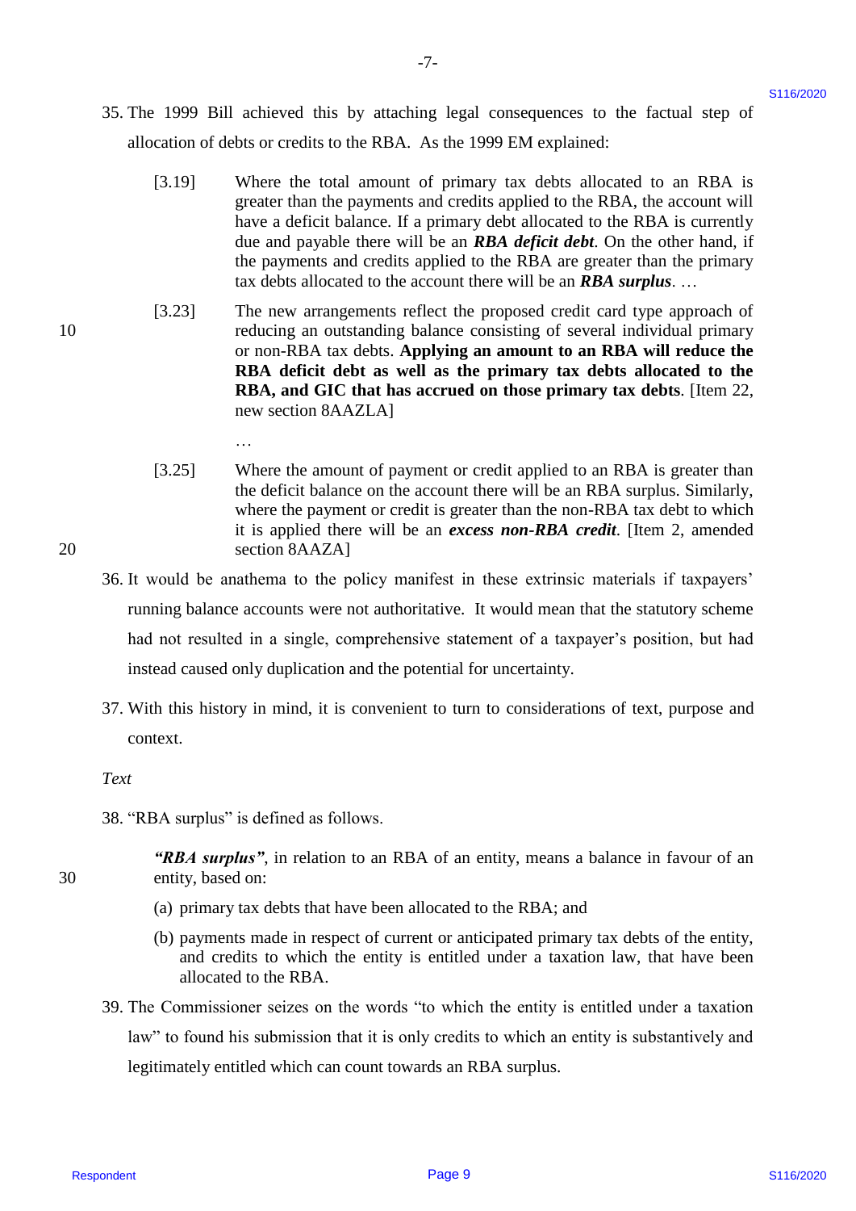35. The 1999 Bill achieved this by attaching legal consequences to the factual step of allocation of debts or credits to the RBA. As the 1999 EM explained:

> [3.19] Where the total amount of primary tax debts allocated to an RBA is greater than the payments and credits applied to the RBA, the account will have a deficit balance. If a primary debt allocated to the RBA is currently due and payable there will be an ***RBA deficit debt***. On the other hand, if the payments and credits applied to the RBA are greater than the primary tax debts allocated to the account there will be an ***RBA surplus***. …
>
> [3.23] The new arrangements reflect the proposed credit card type approach of reducing an outstanding balance consisting of several individual primary or non-RBA tax debts. **Applying an amount to an RBA will reduce the RBA deficit debt as well as the primary tax debts allocated to the RBA, and GIC that has accrued on those primary tax debts**. [Item 22, new section 8AAZLA]
>
> …
>
> [3.25] Where the amount of payment or credit applied to an RBA is greater than the deficit balance on the account there will be an RBA surplus. Similarly, where the payment or credit is greater than the non-RBA tax debt to which it is applied there will be an ***excess non-RBA credit***. [Item 2, amended section 8AAZA]

36. It would be anathema to the policy manifest in these extrinsic materials if taxpayers' running balance accounts were not authoritative. It would mean that the statutory scheme had not resulted in a single, comprehensive statement of a taxpayer's position, but had instead caused only duplication and the potential for uncertainty.

37. With this history in mind, it is convenient to turn to considerations of text, purpose and context.

*Text*

38. "RBA surplus" is defined as follows.

> ***"RBA surplus"***, in relation to an RBA of an entity, means a balance in favour of an entity, based on:
>
> (a) primary tax debts that have been allocated to the RBA; and
>
> (b) payments made in respect of current or anticipated primary tax debts of the entity, and credits to which the entity is entitled under a taxation law, that have been allocated to the RBA.

39. The Commissioner seizes on the words "to which the entity is entitled under a taxation law" to found his submission that it is only credits to which an entity is substantively and legitimately entitled which can count towards an RBA surplus.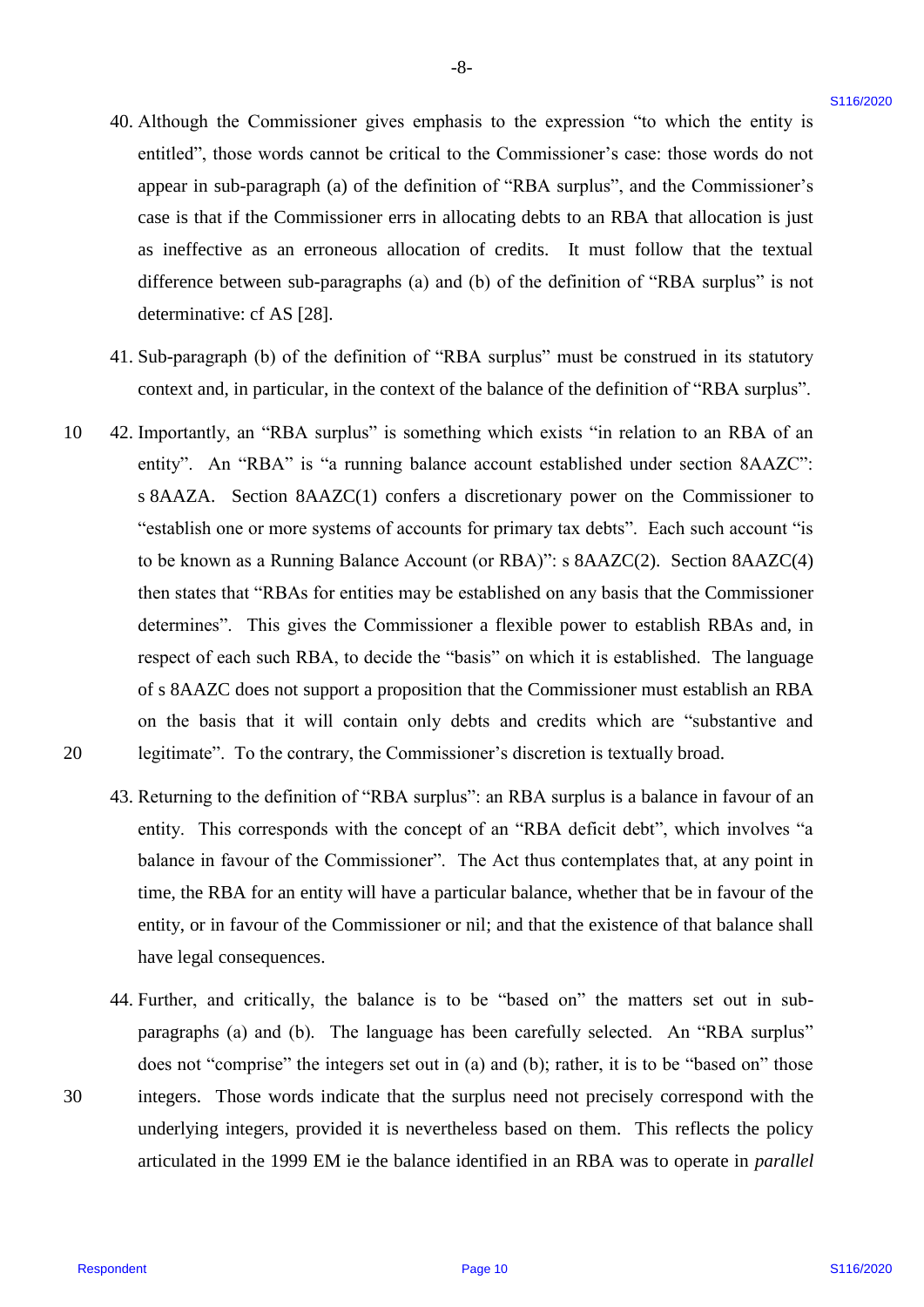40. Although the Commissioner gives emphasis to the expression "to which the entity is entitled", those words cannot be critical to the Commissioner's case: those words do not appear in sub-paragraph (a) of the definition of "RBA surplus", and the Commissioner's case is that if the Commissioner errs in allocating debts to an RBA that allocation is just as ineffective as an erroneous allocation of credits. It must follow that the textual difference between sub-paragraphs (a) and (b) of the definition of "RBA surplus" is not determinative: cf AS [28].

41. Sub-paragraph (b) of the definition of "RBA surplus" must be construed in its statutory context and, in particular, in the context of the balance of the definition of "RBA surplus".

42. Importantly, an "RBA surplus" is something which exists "in relation to an RBA of an entity". An "RBA" is "a running balance account established under section 8AAZC": s 8AAZA. Section 8AAZC(1) confers a discretionary power on the Commissioner to "establish one or more systems of accounts for primary tax debts". Each such account "is to be known as a Running Balance Account (or RBA)": s 8AAZC(2). Section 8AAZC(4) then states that "RBAs for entities may be established on any basis that the Commissioner determines". This gives the Commissioner a flexible power to establish RBAs and, in respect of each such RBA, to decide the "basis" on which it is established. The language of s 8AAZC does not support a proposition that the Commissioner must establish an RBA on the basis that it will contain only debts and credits which are "substantive and legitimate". To the contrary, the Commissioner's discretion is textually broad.

43. Returning to the definition of "RBA surplus": an RBA surplus is a balance in favour of an entity. This corresponds with the concept of an "RBA deficit debt", which involves "a balance in favour of the Commissioner". The Act thus contemplates that, at any point in time, the RBA for an entity will have a particular balance, whether that be in favour of the entity, or in favour of the Commissioner or nil; and that the existence of that balance shall have legal consequences.

44. Further, and critically, the balance is to be "based on" the matters set out in sub-paragraphs (a) and (b). The language has been carefully selected. An "RBA surplus" does not "comprise" the integers set out in (a) and (b); rather, it is to be "based on" those integers. Those words indicate that the surplus need not precisely correspond with the underlying integers, provided it is nevertheless based on them. This reflects the policy articulated in the 1999 EM ie the balance identified in an RBA was to operate in *parallel*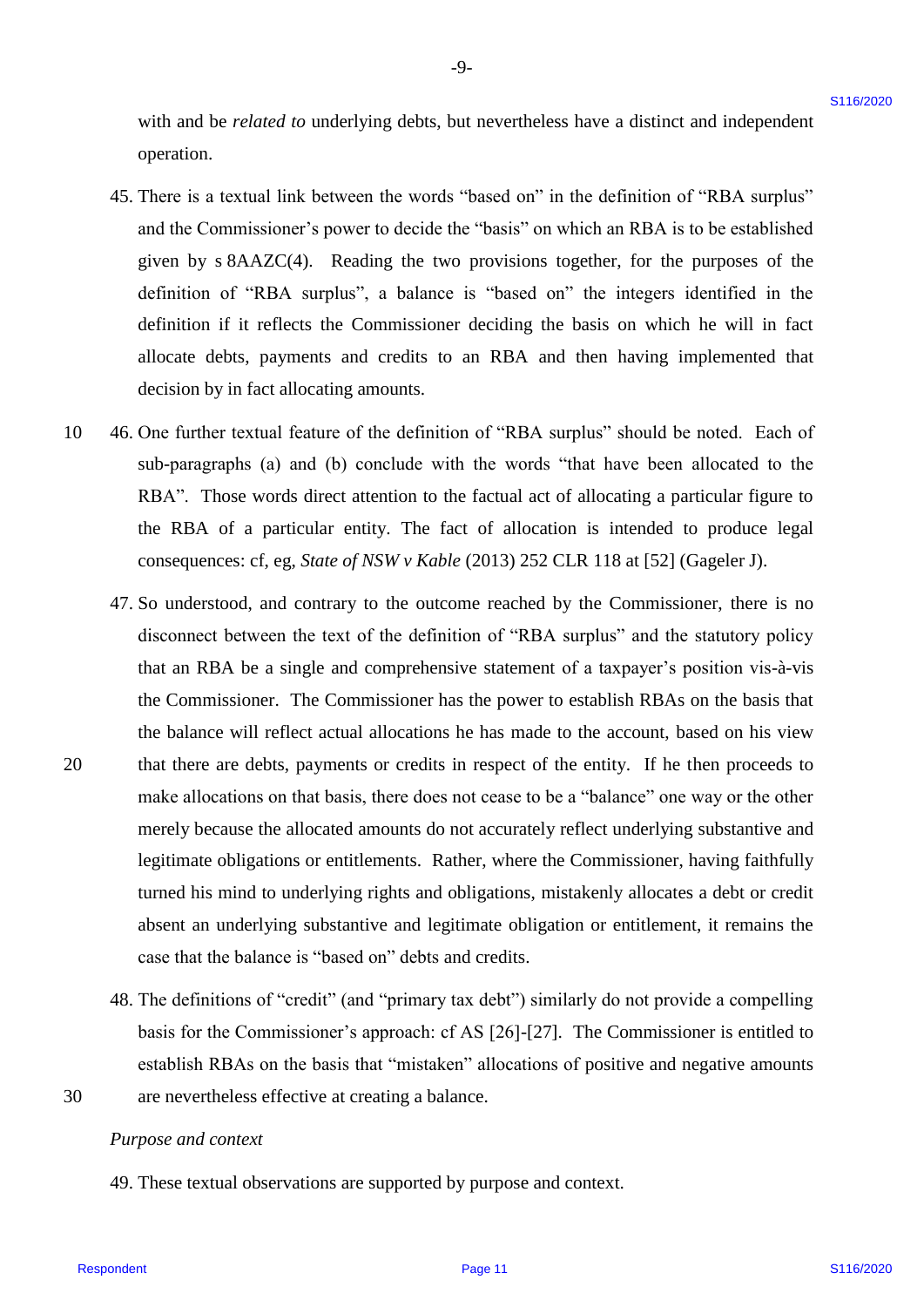with and be *related to* underlying debts, but nevertheless have a distinct and independent operation.

45. There is a textual link between the words "based on" in the definition of "RBA surplus" and the Commissioner's power to decide the "basis" on which an RBA is to be established given by s 8AAZC(4). Reading the two provisions together, for the purposes of the definition of "RBA surplus", a balance is "based on" the integers identified in the definition if it reflects the Commissioner deciding the basis on which he will in fact allocate debts, payments and credits to an RBA and then having implemented that decision by in fact allocating amounts.

46. One further textual feature of the definition of "RBA surplus" should be noted. Each of sub-paragraphs (a) and (b) conclude with the words "that have been allocated to the RBA". Those words direct attention to the factual act of allocating a particular figure to the RBA of a particular entity. The fact of allocation is intended to produce legal consequences: cf, eg, *State of NSW v Kable* (2013) 252 CLR 118 at [52] (Gageler J).

47. So understood, and contrary to the outcome reached by the Commissioner, there is no disconnect between the text of the definition of "RBA surplus" and the statutory policy that an RBA be a single and comprehensive statement of a taxpayer's position vis-à-vis the Commissioner. The Commissioner has the power to establish RBAs on the basis that the balance will reflect actual allocations he has made to the account, based on his view that there are debts, payments or credits in respect of the entity. If he then proceeds to make allocations on that basis, there does not cease to be a "balance" one way or the other merely because the allocated amounts do not accurately reflect underlying substantive and legitimate obligations or entitlements. Rather, where the Commissioner, having faithfully turned his mind to underlying rights and obligations, mistakenly allocates a debt or credit absent an underlying substantive and legitimate obligation or entitlement, it remains the case that the balance is "based on" debts and credits.

48. The definitions of "credit" (and "primary tax debt") similarly do not provide a compelling basis for the Commissioner's approach: cf AS [26]-[27]. The Commissioner is entitled to establish RBAs on the basis that "mistaken" allocations of positive and negative amounts are nevertheless effective at creating a balance.

*Purpose and context*

49. These textual observations are supported by purpose and context.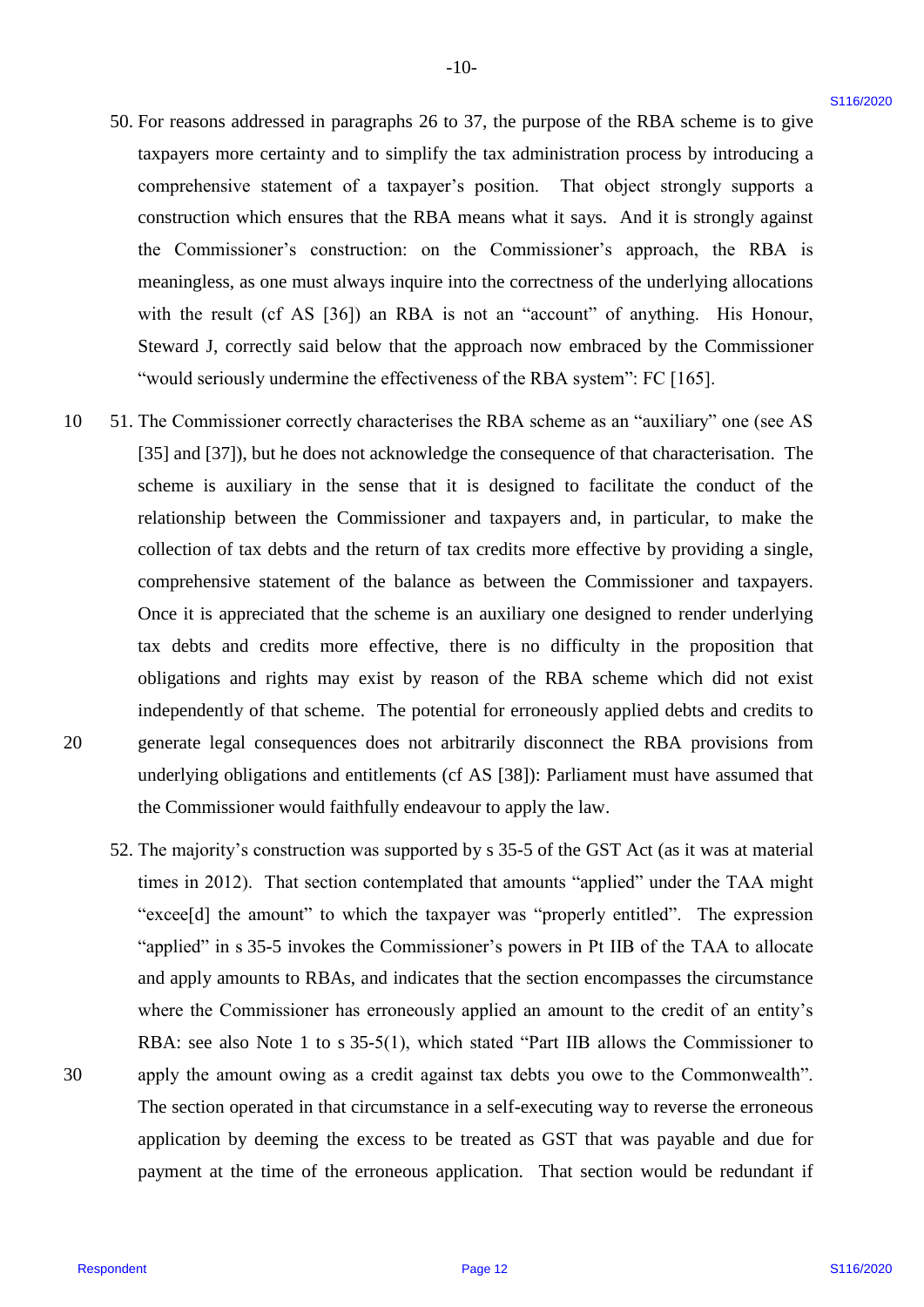50. For reasons addressed in paragraphs 26 to 37, the purpose of the RBA scheme is to give taxpayers more certainty and to simplify the tax administration process by introducing a comprehensive statement of a taxpayer's position. That object strongly supports a construction which ensures that the RBA means what it says. And it is strongly against the Commissioner's construction: on the Commissioner's approach, the RBA is meaningless, as one must always inquire into the correctness of the underlying allocations with the result (cf AS [36]) an RBA is not an "account" of anything. His Honour, Steward J, correctly said below that the approach now embraced by the Commissioner "would seriously undermine the effectiveness of the RBA system": FC [165].

51. The Commissioner correctly characterises the RBA scheme as an "auxiliary" one (see AS [35] and [37]), but he does not acknowledge the consequence of that characterisation. The scheme is auxiliary in the sense that it is designed to facilitate the conduct of the relationship between the Commissioner and taxpayers and, in particular, to make the collection of tax debts and the return of tax credits more effective by providing a single, comprehensive statement of the balance as between the Commissioner and taxpayers. Once it is appreciated that the scheme is an auxiliary one designed to render underlying tax debts and credits more effective, there is no difficulty in the proposition that obligations and rights may exist by reason of the RBA scheme which did not exist independently of that scheme. The potential for erroneously applied debts and credits to generate legal consequences does not arbitrarily disconnect the RBA provisions from underlying obligations and entitlements (cf AS [38]): Parliament must have assumed that the Commissioner would faithfully endeavour to apply the law.

52. The majority's construction was supported by s 35-5 of the GST Act (as it was at material times in 2012). That section contemplated that amounts "applied" under the TAA might "excee[d] the amount" to which the taxpayer was "properly entitled". The expression "applied" in s 35-5 invokes the Commissioner's powers in Pt IIB of the TAA to allocate and apply amounts to RBAs, and indicates that the section encompasses the circumstance where the Commissioner has erroneously applied an amount to the credit of an entity's RBA: see also Note 1 to s 35-5(1), which stated "Part IIB allows the Commissioner to apply the amount owing as a credit against tax debts you owe to the Commonwealth". The section operated in that circumstance in a self-executing way to reverse the erroneous application by deeming the excess to be treated as GST that was payable and due for payment at the time of the erroneous application. That section would be redundant if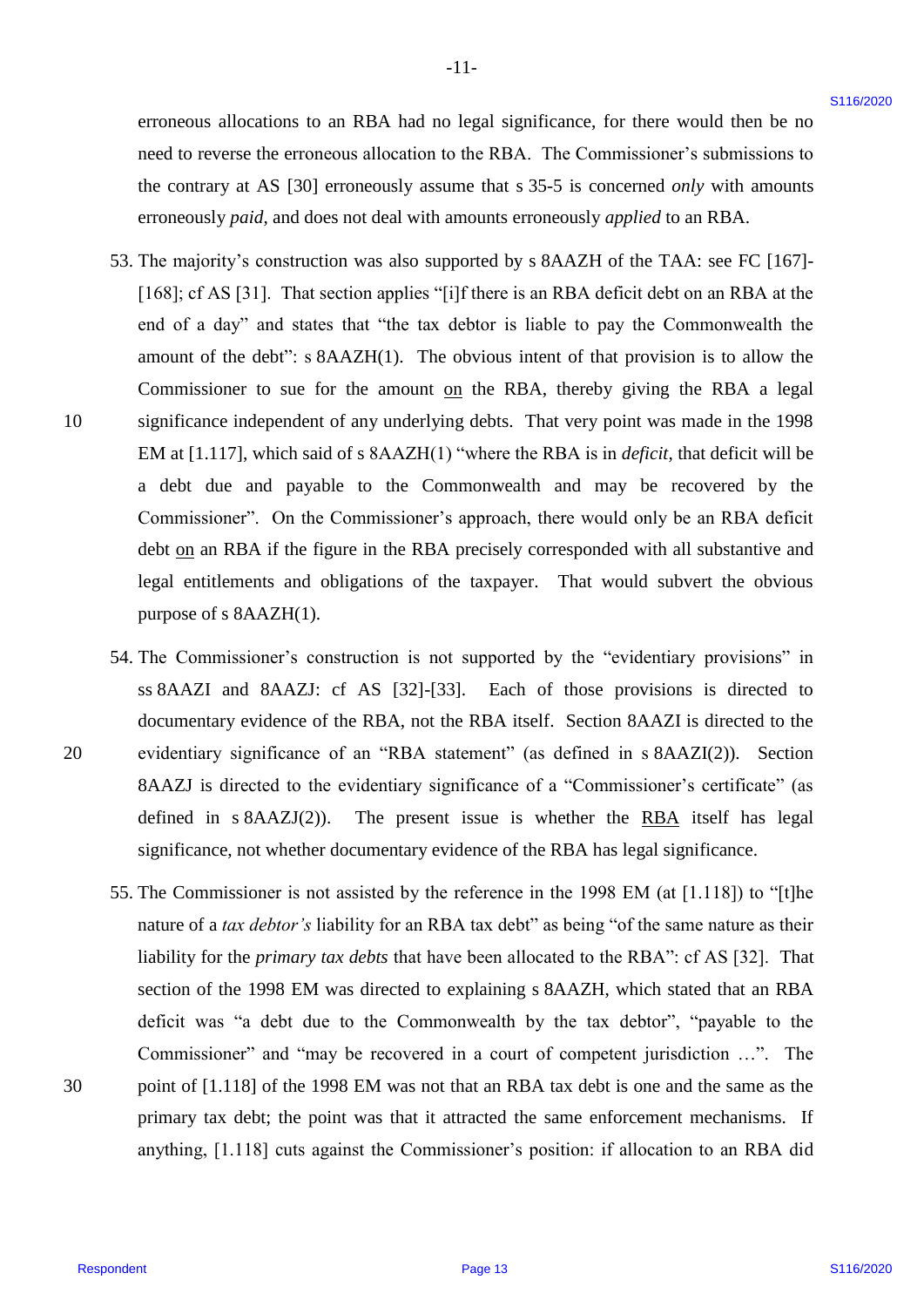erroneous allocations to an RBA had no legal significance, for there would then be no need to reverse the erroneous allocation to the RBA. The Commissioner's submissions to the contrary at AS [30] erroneously assume that s 35-5 is concerned *only* with amounts erroneously *paid*, and does not deal with amounts erroneously *applied* to an RBA.

53. The majority's construction was also supported by s 8AAZH of the TAA: see FC [167]-[168]; cf AS [31]. That section applies "[i]f there is an RBA deficit debt on an RBA at the end of a day" and states that "the tax debtor is liable to pay the Commonwealth the amount of the debt": s 8AAZH(1). The obvious intent of that provision is to allow the Commissioner to sue for the amount <u>on</u> the RBA, thereby giving the RBA a legal significance independent of any underlying debts. That very point was made in the 1998 EM at [1.117], which said of s 8AAZH(1) "where the RBA is in *deficit*, that deficit will be a debt due and payable to the Commonwealth and may be recovered by the Commissioner". On the Commissioner's approach, there would only be an RBA deficit debt <u>on</u> an RBA if the figure in the RBA precisely corresponded with all substantive and legal entitlements and obligations of the taxpayer. That would subvert the obvious purpose of s 8AAZH(1).

54. The Commissioner's construction is not supported by the "evidentiary provisions" in ss 8AAZI and 8AAZJ: cf AS [32]-[33]. Each of those provisions is directed to documentary evidence of the RBA, not the RBA itself. Section 8AAZI is directed to the evidentiary significance of an "RBA statement" (as defined in s 8AAZI(2)). Section 8AAZJ is directed to the evidentiary significance of a "Commissioner's certificate" (as defined in s 8AAZJ(2)). The present issue is whether the <u>RBA</u> itself has legal significance, not whether documentary evidence of the RBA has legal significance.

55. The Commissioner is not assisted by the reference in the 1998 EM (at [1.118]) to "[t]he nature of a *tax debtor's* liability for an RBA tax debt" as being "of the same nature as their liability for the *primary tax debts* that have been allocated to the RBA": cf AS [32]. That section of the 1998 EM was directed to explaining s 8AAZH, which stated that an RBA deficit was "a debt due to the Commonwealth by the tax debtor", "payable to the Commissioner" and "may be recovered in a court of competent jurisdiction …". The point of [1.118] of the 1998 EM was not that an RBA tax debt is one and the same as the primary tax debt; the point was that it attracted the same enforcement mechanisms. If anything, [1.118] cuts against the Commissioner's position: if allocation to an RBA did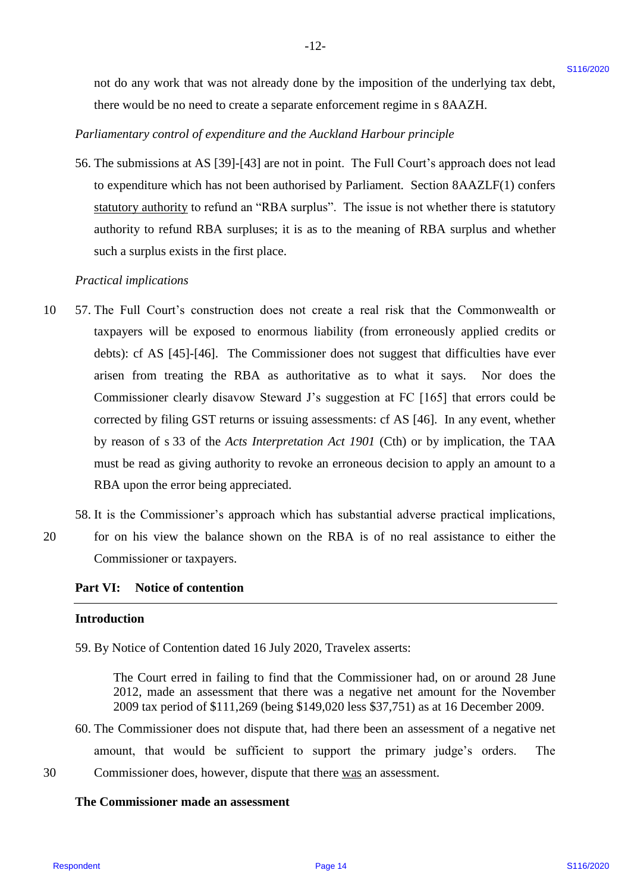not do any work that was not already done by the imposition of the underlying tax debt, there would be no need to create a separate enforcement regime in s 8AAZH.

*Parliamentary control of expenditure and the Auckland Harbour principle*

56. The submissions at AS [39]-[43] are not in point. The Full Court's approach does not lead to expenditure which has not been authorised by Parliament. Section 8AAZLF(1) confers statutory authority to refund an "RBA surplus". The issue is not whether there is statutory authority to refund RBA surpluses; it is as to the meaning of RBA surplus and whether such a surplus exists in the first place.

*Practical implications*

57. The Full Court's construction does not create a real risk that the Commonwealth or taxpayers will be exposed to enormous liability (from erroneously applied credits or debts): cf AS [45]-[46]. The Commissioner does not suggest that difficulties have ever arisen from treating the RBA as authoritative as to what it says. Nor does the Commissioner clearly disavow Steward J's suggestion at FC [165] that errors could be corrected by filing GST returns or issuing assessments: cf AS [46]. In any event, whether by reason of s 33 of the *Acts Interpretation Act 1901* (Cth) or by implication, the TAA must be read as giving authority to revoke an erroneous decision to apply an amount to a RBA upon the error being appreciated.

58. It is the Commissioner's approach which has substantial adverse practical implications, for on his view the balance shown on the RBA is of no real assistance to either the Commissioner or taxpayers.

## Part VI: Notice of contention

### Introduction

59. By Notice of Contention dated 16 July 2020, Travelex asserts:

> The Court erred in failing to find that the Commissioner had, on or around 28 June 2012, made an assessment that there was a negative net amount for the November 2009 tax period of $111,269 (being $149,020 less $37,751) as at 16 December 2009.

60. The Commissioner does not dispute that, had there been an assessment of a negative net amount, that would be sufficient to support the primary judge's orders. The Commissioner does, however, dispute that there was an assessment.

### The Commissioner made an assessment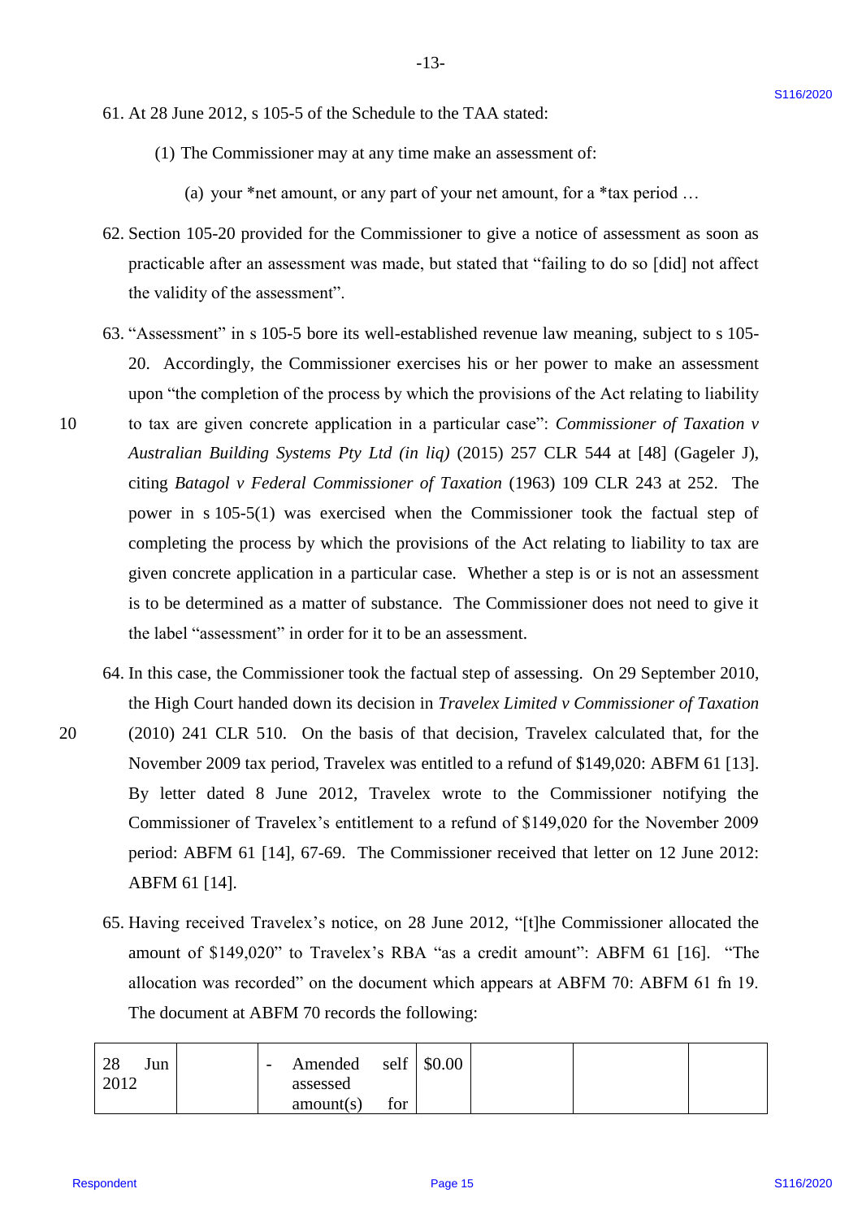61. At 28 June 2012, s 105-5 of the Schedule to the TAA stated:

    (1) The Commissioner may at any time make an assessment of:

        (a) your *net amount, or any part of your net amount, for a *tax period …

62. Section 105-20 provided for the Commissioner to give a notice of assessment as soon as practicable after an assessment was made, but stated that "failing to do so [did] not affect the validity of the assessment".

63. "Assessment" in s 105-5 bore its well-established revenue law meaning, subject to s 105-20. Accordingly, the Commissioner exercises his or her power to make an assessment upon "the completion of the process by which the provisions of the Act relating to liability to tax are given concrete application in a particular case": *Commissioner of Taxation v Australian Building Systems Pty Ltd (in liq)* (2015) 257 CLR 544 at [48] (Gageler J), citing *Batagol v Federal Commissioner of Taxation* (1963) 109 CLR 243 at 252. The power in s 105-5(1) was exercised when the Commissioner took the factual step of completing the process by which the provisions of the Act relating to liability to tax are given concrete application in a particular case. Whether a step is or is not an assessment is to be determined as a matter of substance. The Commissioner does not need to give it the label "assessment" in order for it to be an assessment.

64. In this case, the Commissioner took the factual step of assessing. On 29 September 2010, the High Court handed down its decision in *Travelex Limited v Commissioner of Taxation* (2010) 241 CLR 510. On the basis of that decision, Travelex calculated that, for the November 2009 tax period, Travelex was entitled to a refund of $149,020: ABFM 61 [13]. By letter dated 8 June 2012, Travelex wrote to the Commissioner notifying the Commissioner of Travelex's entitlement to a refund of $149,020 for the November 2009 period: ABFM 61 [14], 67-69. The Commissioner received that letter on 12 June 2012: ABFM 61 [14].

65. Having received Travelex's notice, on 28 June 2012, "[t]he Commissioner allocated the amount of $149,020" to Travelex's RBA "as a credit amount": ABFM 61 [16]. "The allocation was recorded" on the document which appears at ABFM 70: ABFM 61 fn 19. The document at ABFM 70 records the following:

| 28 Jun 2012 | | - Amended self assessed amount(s) for | $0.00 | | | |
|---|---|---|---|---|---|---|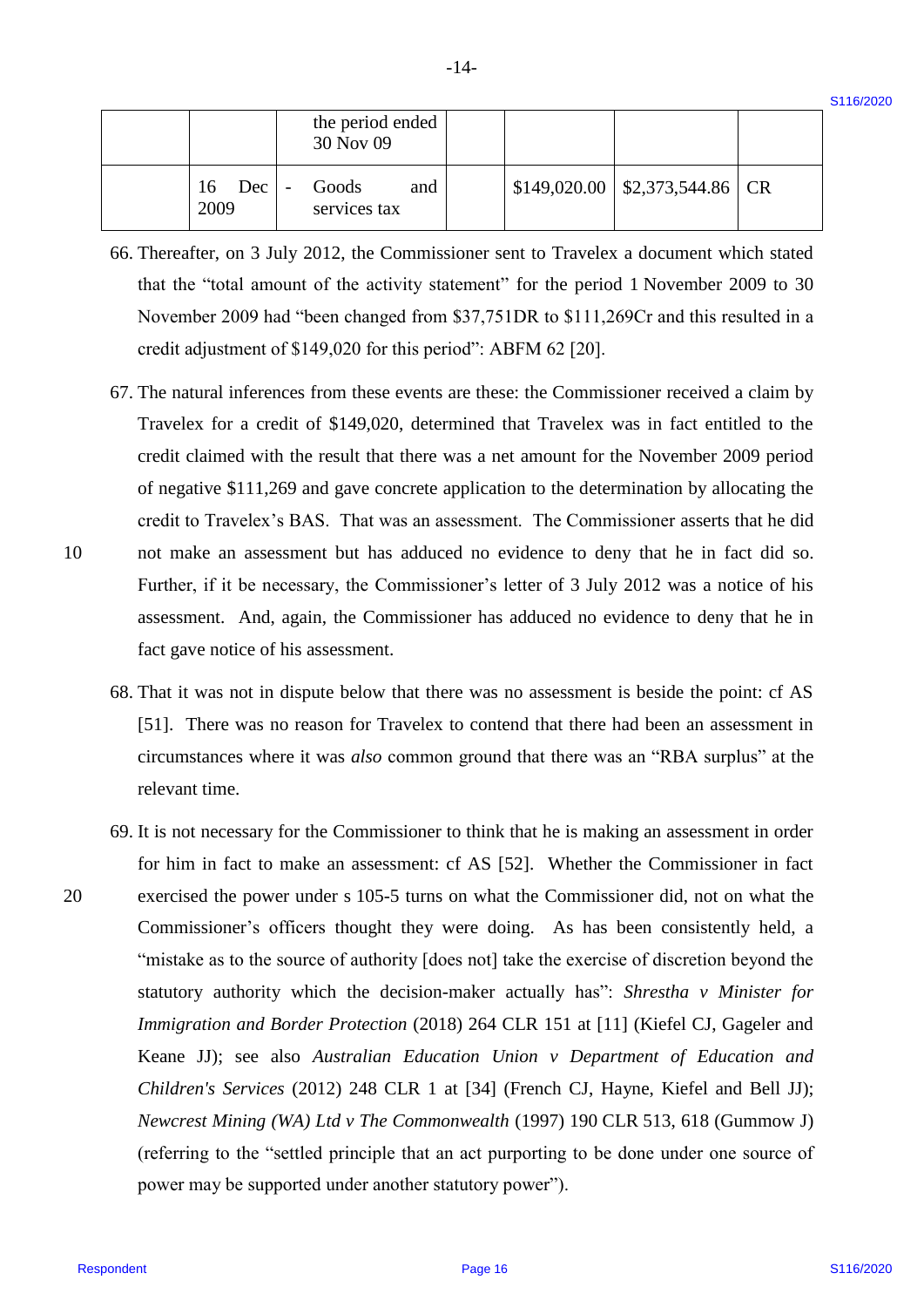|  |  | the period ended 30 Nov 09 |  |  |  |  |
|---|---|---|---|---|---|---|
|  | 16 Dec 2009 | - Goods and services tax |  | $149,020.00 | $2,373,544.86 | CR |

66. Thereafter, on 3 July 2012, the Commissioner sent to Travelex a document which stated that the "total amount of the activity statement" for the period 1 November 2009 to 30 November 2009 had "been changed from $37,751DR to $111,269Cr and this resulted in a credit adjustment of $149,020 for this period": ABFM 62 [20].

67. The natural inferences from these events are these: the Commissioner received a claim by Travelex for a credit of $149,020, determined that Travelex was in fact entitled to the credit claimed with the result that there was a net amount for the November 2009 period of negative $111,269 and gave concrete application to the determination by allocating the credit to Travelex's BAS. That was an assessment. The Commissioner asserts that he did not make an assessment but has adduced no evidence to deny that he in fact did so. Further, if it be necessary, the Commissioner's letter of 3 July 2012 was a notice of his assessment. And, again, the Commissioner has adduced no evidence to deny that he in fact gave notice of his assessment.

68. That it was not in dispute below that there was no assessment is beside the point: cf AS [51]. There was no reason for Travelex to contend that there had been an assessment in circumstances where it was *also* common ground that there was an "RBA surplus" at the relevant time.

69. It is not necessary for the Commissioner to think that he is making an assessment in order for him in fact to make an assessment: cf AS [52]. Whether the Commissioner in fact exercised the power under s 105-5 turns on what the Commissioner did, not on what the Commissioner's officers thought they were doing. As has been consistently held, a "mistake as to the source of authority [does not] take the exercise of discretion beyond the statutory authority which the decision-maker actually has": *Shrestha v Minister for Immigration and Border Protection* (2018) 264 CLR 151 at [11] (Kiefel CJ, Gageler and Keane JJ); see also *Australian Education Union v Department of Education and Children's Services* (2012) 248 CLR 1 at [34] (French CJ, Hayne, Kiefel and Bell JJ); *Newcrest Mining (WA) Ltd v The Commonwealth* (1997) 190 CLR 513, 618 (Gummow J) (referring to the "settled principle that an act purporting to be done under one source of power may be supported under another statutory power").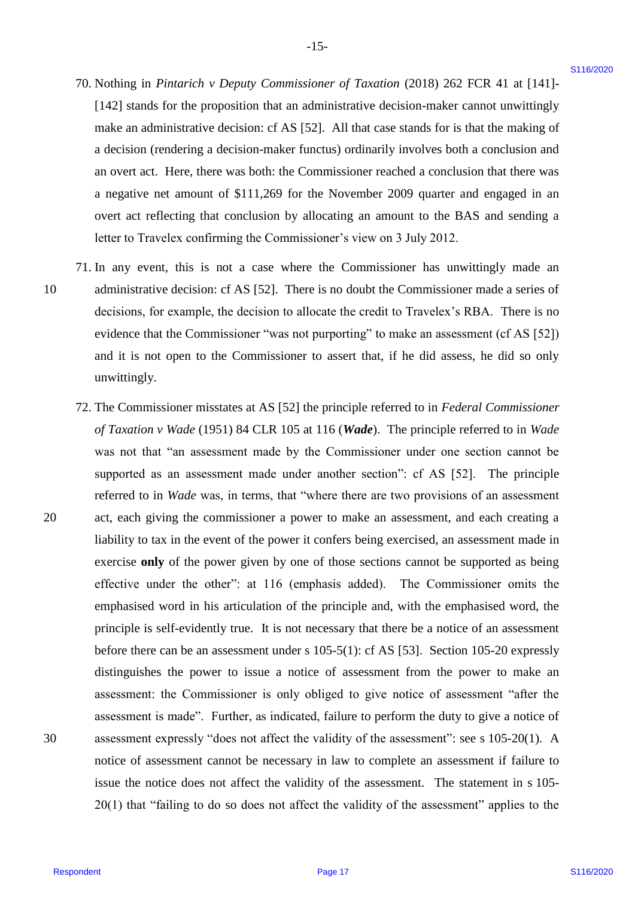70. Nothing in *Pintarich v Deputy Commissioner of Taxation* (2018) 262 FCR 41 at [141]-[142] stands for the proposition that an administrative decision-maker cannot unwittingly make an administrative decision: cf AS [52]. All that case stands for is that the making of a decision (rendering a decision-maker functus) ordinarily involves both a conclusion and an overt act. Here, there was both: the Commissioner reached a conclusion that there was a negative net amount of $111,269 for the November 2009 quarter and engaged in an overt act reflecting that conclusion by allocating an amount to the BAS and sending a letter to Travelex confirming the Commissioner's view on 3 July 2012.

71. In any event, this is not a case where the Commissioner has unwittingly made an administrative decision: cf AS [52]. There is no doubt the Commissioner made a series of decisions, for example, the decision to allocate the credit to Travelex's RBA. There is no evidence that the Commissioner "was not purporting" to make an assessment (cf AS [52]) and it is not open to the Commissioner to assert that, if he did assess, he did so only unwittingly.

72. The Commissioner misstates at AS [52] the principle referred to in *Federal Commissioner of Taxation v Wade* (1951) 84 CLR 105 at 116 (***Wade***). The principle referred to in *Wade* was not that "an assessment made by the Commissioner under one section cannot be supported as an assessment made under another section": cf AS [52]. The principle referred to in *Wade* was, in terms, that "where there are two provisions of an assessment act, each giving the commissioner a power to make an assessment, and each creating a liability to tax in the event of the power it confers being exercised, an assessment made in exercise **only** of the power given by one of those sections cannot be supported as being effective under the other": at 116 (emphasis added). The Commissioner omits the emphasised word in his articulation of the principle and, with the emphasised word, the principle is self-evidently true. It is not necessary that there be a notice of an assessment before there can be an assessment under s 105-5(1): cf AS [53]. Section 105-20 expressly distinguishes the power to issue a notice of assessment from the power to make an assessment: the Commissioner is only obliged to give notice of assessment "after the assessment is made". Further, as indicated, failure to perform the duty to give a notice of assessment expressly "does not affect the validity of the assessment": see s 105-20(1). A notice of assessment cannot be necessary in law to complete an assessment if failure to issue the notice does not affect the validity of the assessment. The statement in s 105-20(1) that "failing to do so does not affect the validity of the assessment" applies to the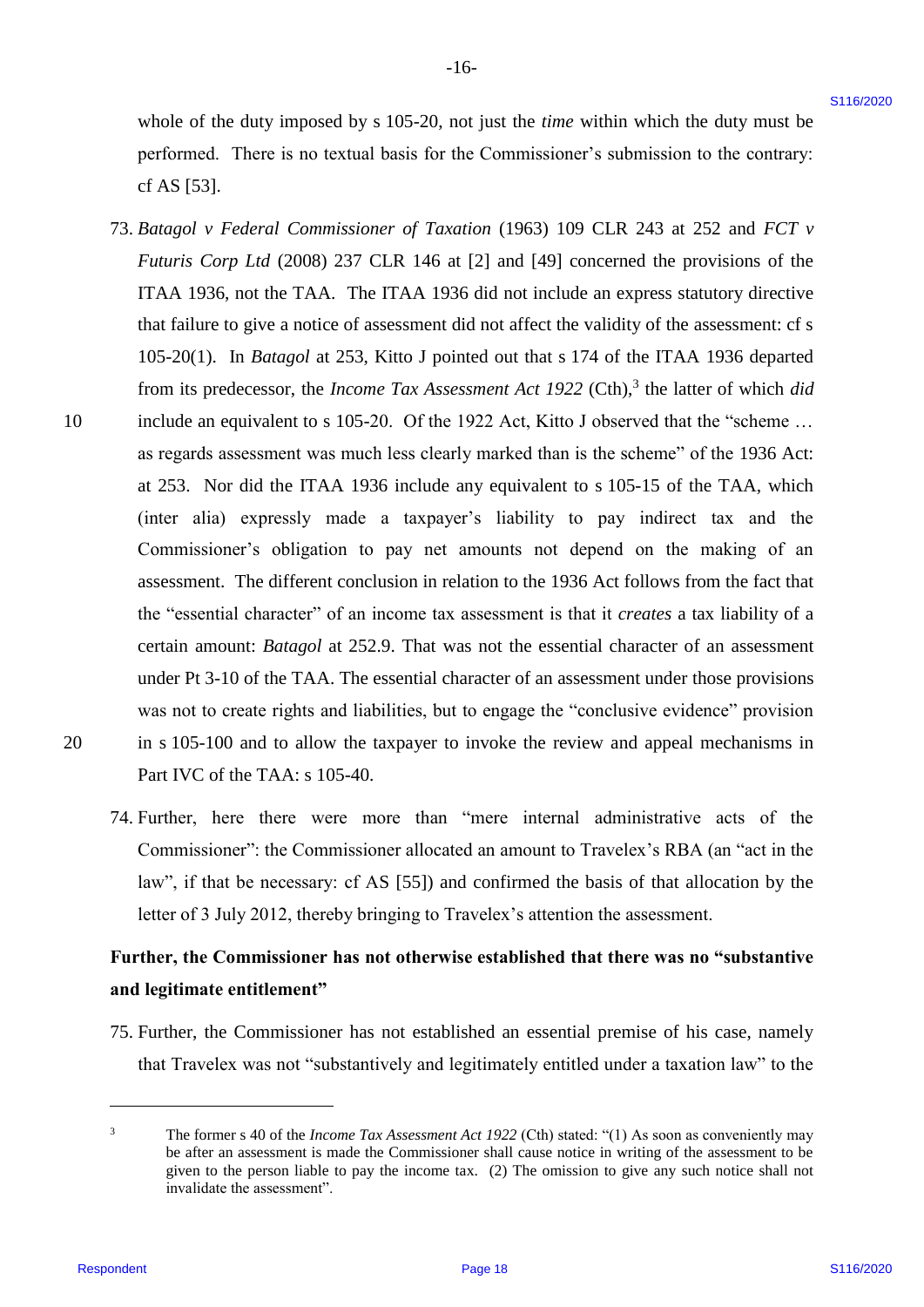whole of the duty imposed by s 105-20, not just the *time* within which the duty must be performed. There is no textual basis for the Commissioner's submission to the contrary: cf AS [53].

73. *Batagol v Federal Commissioner of Taxation* (1963) 109 CLR 243 at 252 and *FCT v Futuris Corp Ltd* (2008) 237 CLR 146 at [2] and [49] concerned the provisions of the ITAA 1936, not the TAA. The ITAA 1936 did not include an express statutory directive that failure to give a notice of assessment did not affect the validity of the assessment: cf s 105-20(1). In *Batagol* at 253, Kitto J pointed out that s 174 of the ITAA 1936 departed from its predecessor, the *Income Tax Assessment Act 1922* (Cth),[3] the latter of which *did* include an equivalent to s 105-20. Of the 1922 Act, Kitto J observed that the "scheme … as regards assessment was much less clearly marked than is the scheme" of the 1936 Act: at 253. Nor did the ITAA 1936 include any equivalent to s 105-15 of the TAA, which (inter alia) expressly made a taxpayer's liability to pay indirect tax and the Commissioner's obligation to pay net amounts not depend on the making of an assessment. The different conclusion in relation to the 1936 Act follows from the fact that the "essential character" of an income tax assessment is that it *creates* a tax liability of a certain amount: *Batagol* at 252.9. That was not the essential character of an assessment under Pt 3-10 of the TAA. The essential character of an assessment under those provisions was not to create rights and liabilities, but to engage the "conclusive evidence" provision in s 105-100 and to allow the taxpayer to invoke the review and appeal mechanisms in Part IVC of the TAA: s 105-40.

74. Further, here there were more than "mere internal administrative acts of the Commissioner": the Commissioner allocated an amount to Travelex's RBA (an "act in the law", if that be necessary: cf AS [55]) and confirmed the basis of that allocation by the letter of 3 July 2012, thereby bringing to Travelex's attention the assessment.

**Further, the Commissioner has not otherwise established that there was no "substantive and legitimate entitlement"**

75. Further, the Commissioner has not established an essential premise of his case, namely that Travelex was not "substantively and legitimately entitled under a taxation law" to the

---

[3] The former s 40 of the *Income Tax Assessment Act 1922* (Cth) stated: "(1) As soon as conveniently may be after an assessment is made the Commissioner shall cause notice in writing of the assessment to be given to the person liable to pay the income tax. (2) The omission to give any such notice shall not invalidate the assessment".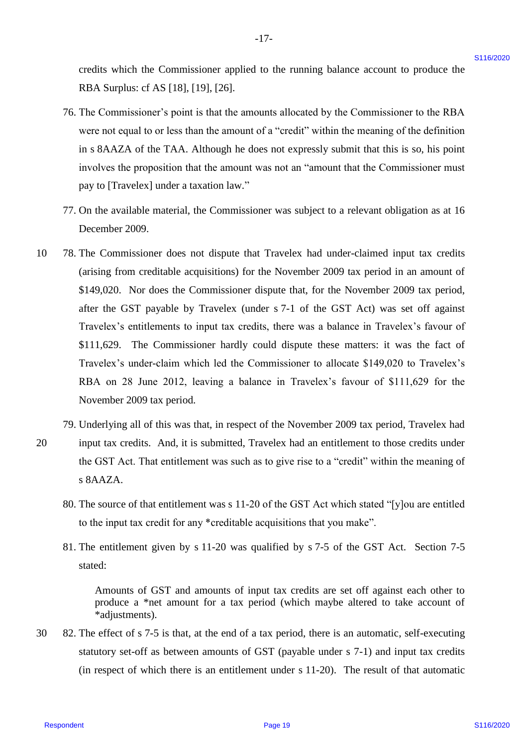credits which the Commissioner applied to the running balance account to produce the RBA Surplus: cf AS [18], [19], [26].

76. The Commissioner's point is that the amounts allocated by the Commissioner to the RBA were not equal to or less than the amount of a "credit" within the meaning of the definition in s 8AAZA of the TAA. Although he does not expressly submit that this is so, his point involves the proposition that the amount was not an "amount that the Commissioner must pay to [Travelex] under a taxation law."

77. On the available material, the Commissioner was subject to a relevant obligation as at 16 December 2009.

78. The Commissioner does not dispute that Travelex had under-claimed input tax credits (arising from creditable acquisitions) for the November 2009 tax period in an amount of $149,020. Nor does the Commissioner dispute that, for the November 2009 tax period, after the GST payable by Travelex (under s 7-1 of the GST Act) was set off against Travelex's entitlements to input tax credits, there was a balance in Travelex's favour of $111,629. The Commissioner hardly could dispute these matters: it was the fact of Travelex's under-claim which led the Commissioner to allocate $149,020 to Travelex's RBA on 28 June 2012, leaving a balance in Travelex's favour of $111,629 for the November 2009 tax period.

79. Underlying all of this was that, in respect of the November 2009 tax period, Travelex had input tax credits. And, it is submitted, Travelex had an entitlement to those credits under the GST Act. That entitlement was such as to give rise to a "credit" within the meaning of s 8AAZA.

80. The source of that entitlement was s 11-20 of the GST Act which stated "[y]ou are entitled to the input tax credit for any *creditable acquisitions that you make".

81. The entitlement given by s 11-20 was qualified by s 7-5 of the GST Act. Section 7-5 stated:

> Amounts of GST and amounts of input tax credits are set off against each other to produce a *net amount for a tax period (which maybe altered to take account of *adjustments).

82. The effect of s 7-5 is that, at the end of a tax period, there is an automatic, self-executing statutory set-off as between amounts of GST (payable under s 7-1) and input tax credits (in respect of which there is an entitlement under s 11-20). The result of that automatic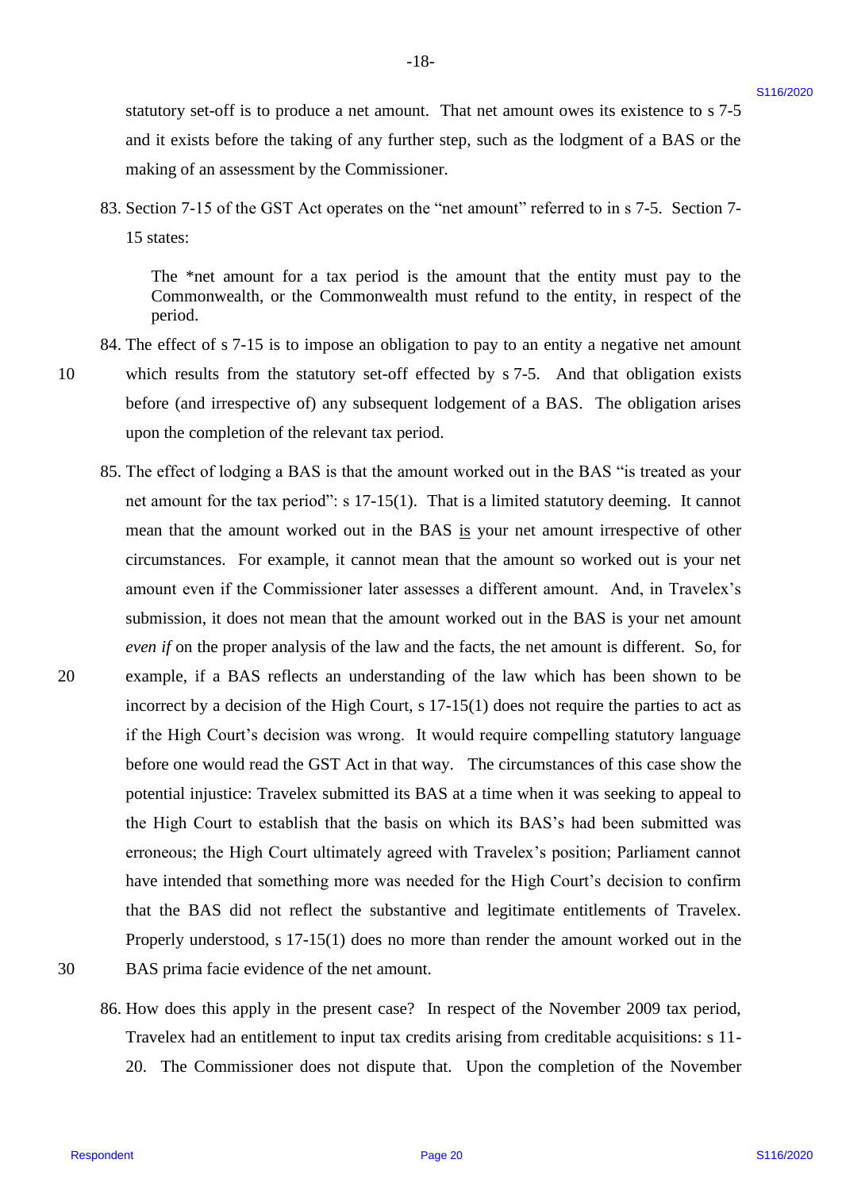statutory set-off is to produce a net amount. That net amount owes its existence to s 7-5 and it exists before the taking of any further step, such as the lodgment of a BAS or the making of an assessment by the Commissioner.

83. Section 7-15 of the GST Act operates on the "net amount" referred to in s 7-5. Section 7-15 states:

> The *net amount for a tax period is the amount that the entity must pay to the Commonwealth, or the Commonwealth must refund to the entity, in respect of the period.

84. The effect of s 7-15 is to impose an obligation to pay to an entity a negative net amount which results from the statutory set-off effected by s 7-5. And that obligation exists before (and irrespective of) any subsequent lodgement of a BAS. The obligation arises upon the completion of the relevant tax period.

85. The effect of lodging a BAS is that the amount worked out in the BAS "is treated as your net amount for the tax period": s 17-15(1). That is a limited statutory deeming. It cannot mean that the amount worked out in the BAS is your net amount irrespective of other circumstances. For example, it cannot mean that the amount so worked out is your net amount even if the Commissioner later assesses a different amount. And, in Travelex's submission, it does not mean that the amount worked out in the BAS is your net amount *even if* on the proper analysis of the law and the facts, the net amount is different. So, for example, if a BAS reflects an understanding of the law which has been shown to be incorrect by a decision of the High Court, s 17-15(1) does not require the parties to act as if the High Court's decision was wrong. It would require compelling statutory language before one would read the GST Act in that way. The circumstances of this case show the potential injustice: Travelex submitted its BAS at a time when it was seeking to appeal to the High Court to establish that the basis on which its BAS's had been submitted was erroneous; the High Court ultimately agreed with Travelex's position; Parliament cannot have intended that something more was needed for the High Court's decision to confirm that the BAS did not reflect the substantive and legitimate entitlements of Travelex. Properly understood, s 17-15(1) does no more than render the amount worked out in the BAS prima facie evidence of the net amount.

86. How does this apply in the present case? In respect of the November 2009 tax period, Travelex had an entitlement to input tax credits arising from creditable acquisitions: s 11-20. The Commissioner does not dispute that. Upon the completion of the November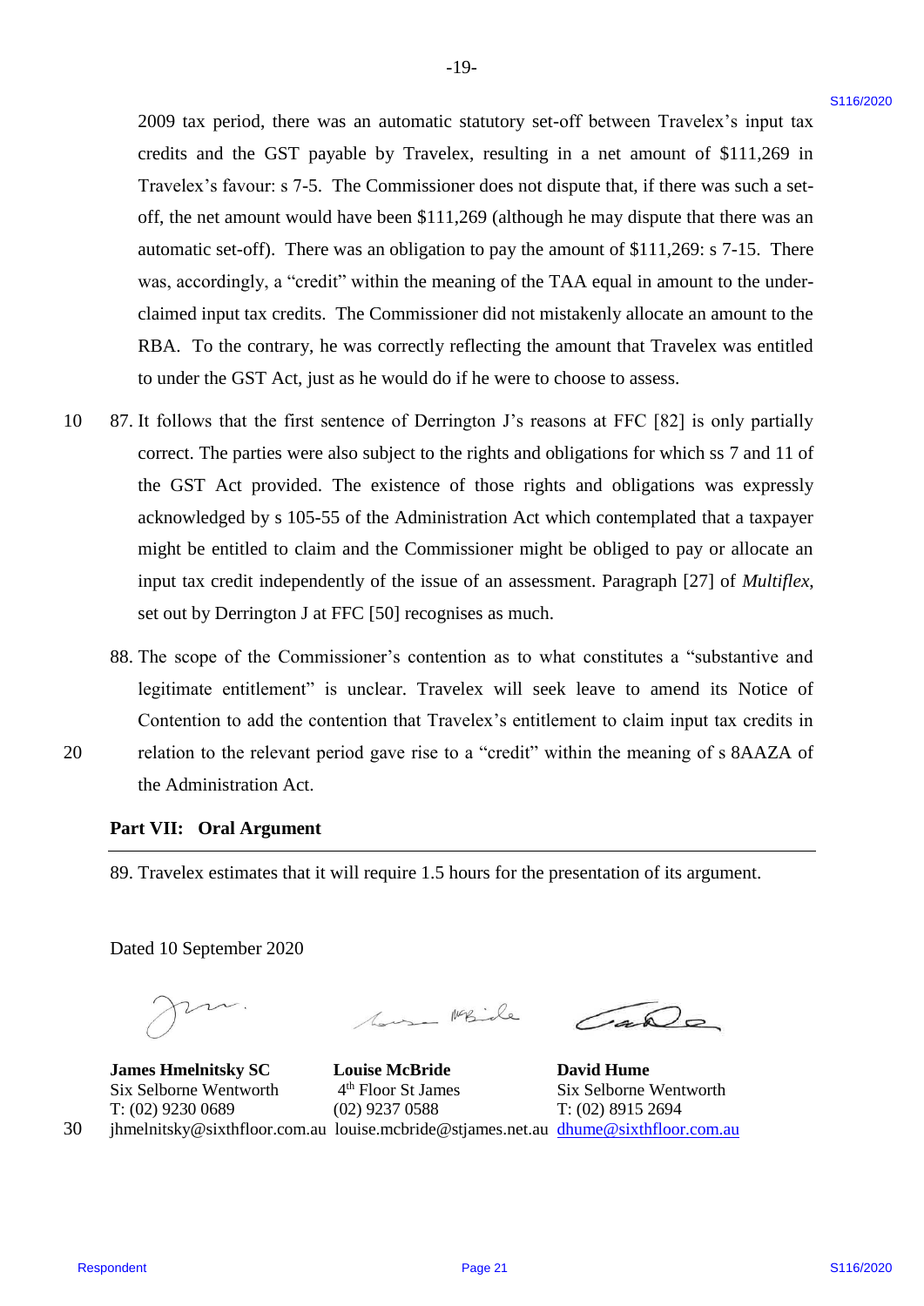2009 tax period, there was an automatic statutory set-off between Travelex's input tax credits and the GST payable by Travelex, resulting in a net amount of $111,269 in Travelex's favour: s 7-5. The Commissioner does not dispute that, if there was such a set-off, the net amount would have been $111,269 (although he may dispute that there was an automatic set-off). There was an obligation to pay the amount of $111,269: s 7-15. There was, accordingly, a "credit" within the meaning of the TAA equal in amount to the under-claimed input tax credits. The Commissioner did not mistakenly allocate an amount to the RBA. To the contrary, he was correctly reflecting the amount that Travelex was entitled to under the GST Act, just as he would do if he were to choose to assess.

87. It follows that the first sentence of Derrington J's reasons at FFC [82] is only partially correct. The parties were also subject to the rights and obligations for which ss 7 and 11 of the GST Act provided. The existence of those rights and obligations was expressly acknowledged by s 105-55 of the Administration Act which contemplated that a taxpayer might be entitled to claim and the Commissioner might be obliged to pay or allocate an input tax credit independently of the issue of an assessment. Paragraph [27] of *Multiflex*, set out by Derrington J at FFC [50] recognises as much.

88. The scope of the Commissioner's contention as to what constitutes a "substantive and legitimate entitlement" is unclear. Travelex will seek leave to amend its Notice of Contention to add the contention that Travelex's entitlement to claim input tax credits in relation to the relevant period gave rise to a "credit" within the meaning of s 8AAZA of the Administration Act.

## Part VII: Oral Argument

89. Travelex estimates that it will require 1.5 hours for the presentation of its argument.

Dated 10 September 2020

| **James Hmelnitsky SC** | **Louise McBride** | **David Hume** |
|---|---|---|
| Six Selborne Wentworth | 4th Floor St James | Six Selborne Wentworth |
| T: (02) 9230 0689 | (02) 9237 0588 | T: (02) 8915 2694 |
| jhmelnitsky@sixthfloor.com.au | louise.mcbride@stjames.net.au | dhume@sixthfloor.com.au |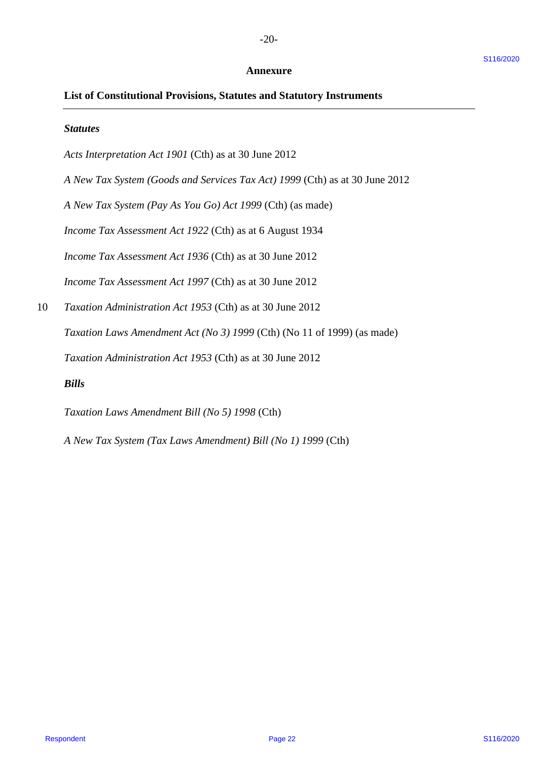# Annexure

## List of Constitutional Provisions, Statutes and Statutory Instruments

***Statutes***

*Acts Interpretation Act 1901* (Cth) as at 30 June 2012

*A New Tax System (Goods and Services Tax Act) 1999* (Cth) as at 30 June 2012

*A New Tax System (Pay As You Go) Act 1999* (Cth) (as made)

*Income Tax Assessment Act 1922* (Cth) as at 6 August 1934

*Income Tax Assessment Act 1936* (Cth) as at 30 June 2012

*Income Tax Assessment Act 1997* (Cth) as at 30 June 2012

*Taxation Administration Act 1953* (Cth) as at 30 June 2012

*Taxation Laws Amendment Act (No 3) 1999* (Cth) (No 11 of 1999) (as made)

*Taxation Administration Act 1953* (Cth) as at 30 June 2012

***Bills***

*Taxation Laws Amendment Bill (No 5) 1998* (Cth)

*A New Tax System (Tax Laws Amendment) Bill (No 1) 1999* (Cth)